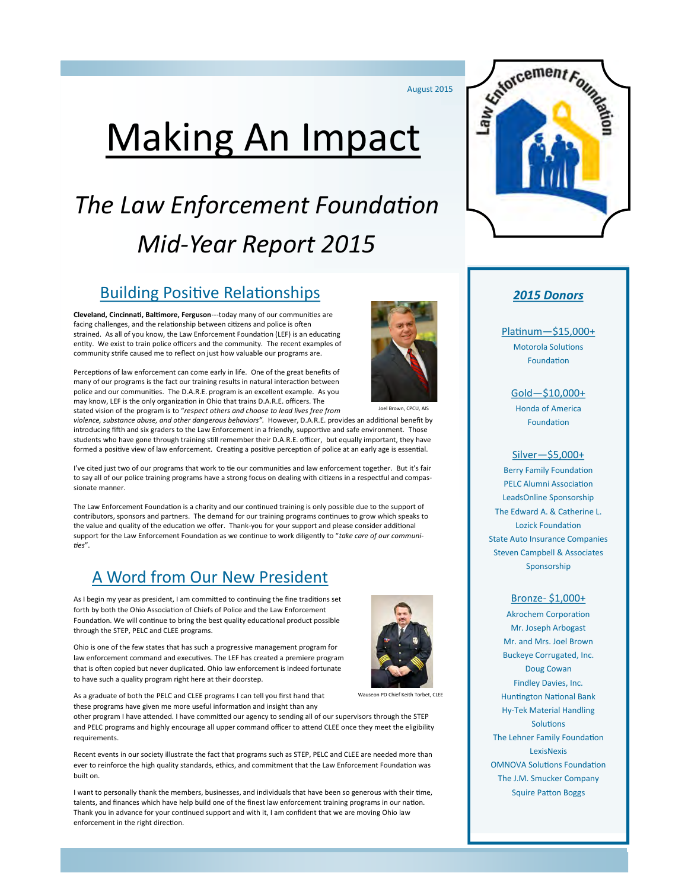August 2015

# Making An Impact

## *The Law Enforcement Foundation Mid-Year Report 2015*

## Building Positive Relationships

**Cleveland, Cincinnati, Baltimore, Ferguson**---today many of our communities are facing challenges, and the relationship between citizens and police is often strained. As all of you know, the Law Enforcement Foundation (LEF) is an educating entity. We exist to train police officers and the community. The recent examples of community strife caused me to reflect on just how valuable our programs are.

Perceptions of law enforcement can come early in life. One of the great benefits of many of our programs is the fact our training results in natural interaction between police and our communities. The D.A.R.E. program is an excellent example. As you may know, LEF is the only organization in Ohio that trains D.A.R.E. officers. The stated vision of the program is to "*respect others and choose to lead lives free from violence, substance abuse, and other dangerous behaviors"*. However, D.A.R.E. provides an additional benefit by introducing fifth and six graders to the Law Enforcement in a friendly, supportive and safe environment. Those students who have gone through training still remember their D.A.R.E. officer, but equally important, they have formed a positive view of law enforcement. Creating a positive perception of police at an early age is essential.

Joel Brown, CPCU, AIS

I've cited just two of our programs that work to tie our communities and law enforcement together. But it's fair to say all of our police training programs have a strong focus on dealing with citizens in a respectful and compassionate manner.

The Law Enforcement Foundation is a charity and our continued training is only possible due to the support of contributors, sponsors and partners. The demand for our training programs continues to grow which speaks to the value and quality of the education we offer. Thank-you for your support and please consider additional support for the Law Enforcement Foundation as we continue to work diligently to "*take care of our communities*".

## A Word from Our New President

As I begin my year as president, I am committed to continuing the fine traditions set forth by both the Ohio Association of Chiefs of Police and the Law Enforcement Foundation. We will continue to bring the best quality educational product possible through the STEP, PELC and CLEE programs.

Ohio is one of the few states that has such a progressive management program for law enforcement command and executives. The LEF has created a premiere program that is often copied but never duplicated. Ohio law enforcement is indeed fortunate to have such a quality program right here at their doorstep.

Wauseon PD Chief Keith Torbet, CLEE

As a graduate of both the PELC and CLEE programs I can tell you first hand that these programs have given me more useful information and insight than any other program I have attended. I have committed our agency to sending all of our supervisors through the STEP and PELC programs and highly encourage all upper command officer to attend CLEE once they meet the eligibility requirements.

Recent events in our society illustrate the fact that programs such as STEP, PELC and CLEE are needed more than ever to reinforce the high quality standards, ethics, and commitment that the Law Enforcement Foundation was built on.

I want to personally thank the members, businesses, and individuals that have been so generous with their time, talents, and finances which have help build one of the finest law enforcement training programs in our nation. Thank you in advance for your continued support and with it, I am confident that we are moving Ohio law enforcement in the right direction.

### *2015 Donors*

**Platinum—$15,000+**

Motorola Solutions Foundation

**Gold—$10,000+**

Honda of America Foundation

**Silver—$5,000+**

Berry Family Foundation
PELC Alumni Association
LeadsOnline Sponsorship
The Edward A. & Catherine L. Lozick Foundation
State Auto Insurance Companies
Steven Campbell & Associates Sponsorship

**Bronze- $1,000+**

Akrochem Corporation
Mr. Joseph Arbogast
Mr. and Mrs. Joel Brown
Buckeye Corrugated, Inc.
Doug Cowan
Findley Davies, Inc.
Huntington National Bank
Hy-Tek Material Handling Solutions
The Lehner Family Foundation
LexisNexis
OMNOVA Solutions Foundation
The J.M. Smucker Company
Squire Patton Boggs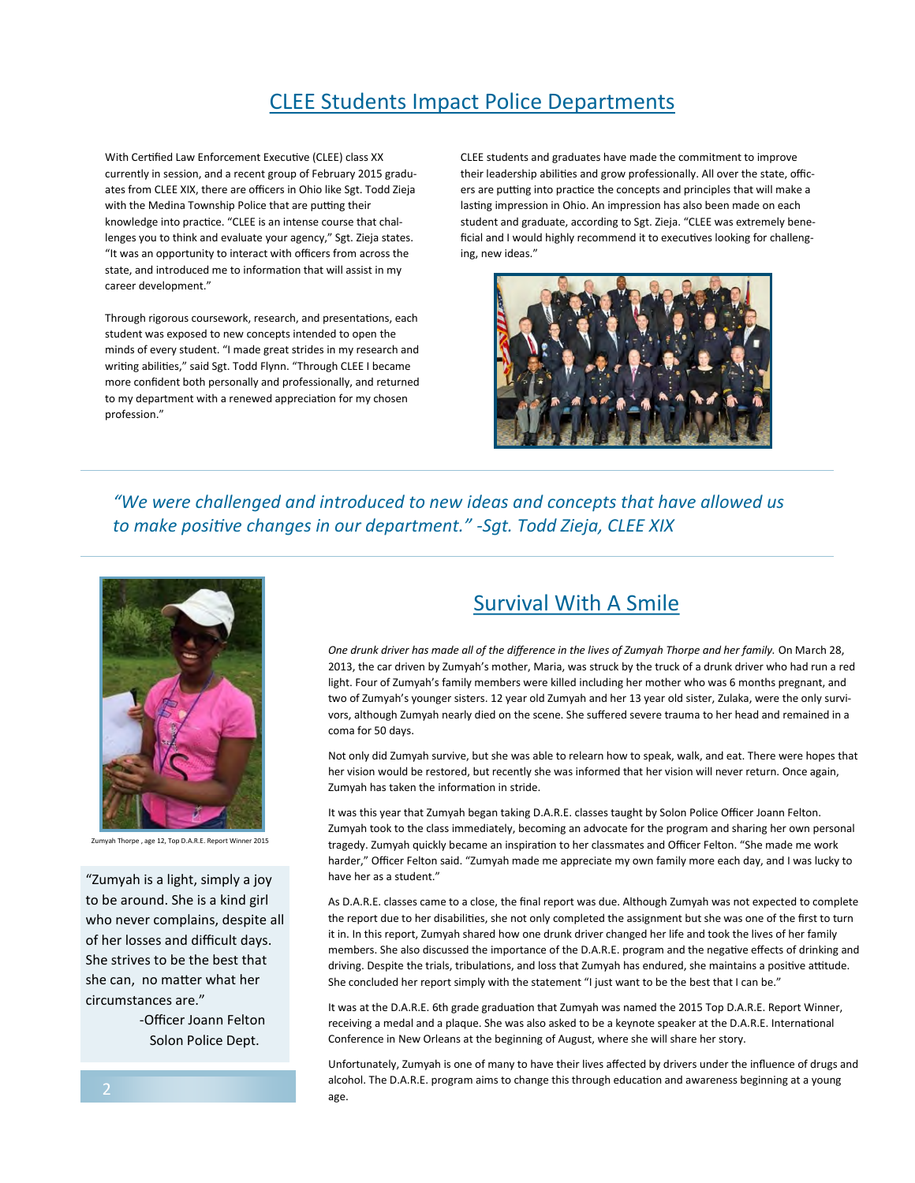## CLEE Students Impact Police Departments

With Certified Law Enforcement Executive (CLEE) class XX currently in session, and a recent group of February 2015 graduates from CLEE XIX, there are officers in Ohio like Sgt. Todd Zieja with the Medina Township Police that are putting their knowledge into practice. "CLEE is an intense course that challenges you to think and evaluate your agency," Sgt. Zieja states. "It was an opportunity to interact with officers from across the state, and introduced me to information that will assist in my career development."

Through rigorous coursework, research, and presentations, each student was exposed to new concepts intended to open the minds of every student. "I made great strides in my research and writing abilities," said Sgt. Todd Flynn. "Through CLEE I became more confident both personally and professionally, and returned to my department with a renewed appreciation for my chosen profession."

CLEE students and graduates have made the commitment to improve their leadership abilities and grow professionally. All over the state, officers are putting into practice the concepts and principles that will make a lasting impression in Ohio. An impression has also been made on each student and graduate, according to Sgt. Zieja. "CLEE was extremely beneficial and I would highly recommend it to executives looking for challenging, new ideas."

*"We were challenged and introduced to new ideas and concepts that have allowed us to make positive changes in our department." -Sgt. Todd Zieja, CLEE XIX*

## Survival With A Smile

Zumyah Thorpe , age 12, Top D.A.R.E. Report Winner 2015

"Zumyah is a light, simply a joy to be around. She is a kind girl who never complains, despite all of her losses and difficult days. She strives to be the best that she can, no matter what her circumstances are."

-Officer Joann Felton
Solon Police Dept.

*One drunk driver has made all of the difference in the lives of Zumyah Thorpe and her family.* On March 28, 2013, the car driven by Zumyah's mother, Maria, was struck by the truck of a drunk driver who had run a red light. Four of Zumyah's family members were killed including her mother who was 6 months pregnant, and two of Zumyah's younger sisters. 12 year old Zumyah and her 13 year old sister, Zulaka, were the only survivors, although Zumyah nearly died on the scene. She suffered severe trauma to her head and remained in a coma for 50 days.

Not only did Zumyah survive, but she was able to relearn how to speak, walk, and eat. There were hopes that her vision would be restored, but recently she was informed that her vision will never return. Once again, Zumyah has taken the information in stride.

It was this year that Zumyah began taking D.A.R.E. classes taught by Solon Police Officer Joann Felton. Zumyah took to the class immediately, becoming an advocate for the program and sharing her own personal tragedy. Zumyah quickly became an inspiration to her classmates and Officer Felton. "She made me work harder," Officer Felton said. "Zumyah made me appreciate my own family more each day, and I was lucky to have her as a student."

As D.A.R.E. classes came to a close, the final report was due. Although Zumyah was not expected to complete the report due to her disabilities, she not only completed the assignment but she was one of the first to turn it in. In this report, Zumyah shared how one drunk driver changed her life and took the lives of her family members. She also discussed the importance of the D.A.R.E. program and the negative effects of drinking and driving. Despite the trials, tribulations, and loss that Zumyah has endured, she maintains a positive attitude. She concluded her report simply with the statement "I just want to be the best that I can be."

It was at the D.A.R.E. 6th grade graduation that Zumyah was named the 2015 Top D.A.R.E. Report Winner, receiving a medal and a plaque. She was also asked to be a keynote speaker at the D.A.R.E. International Conference in New Orleans at the beginning of August, where she will share her story.

Unfortunately, Zumyah is one of many to have their lives affected by drivers under the influence of drugs and alcohol. The D.A.R.E. program aims to change this through education and awareness beginning at a young age.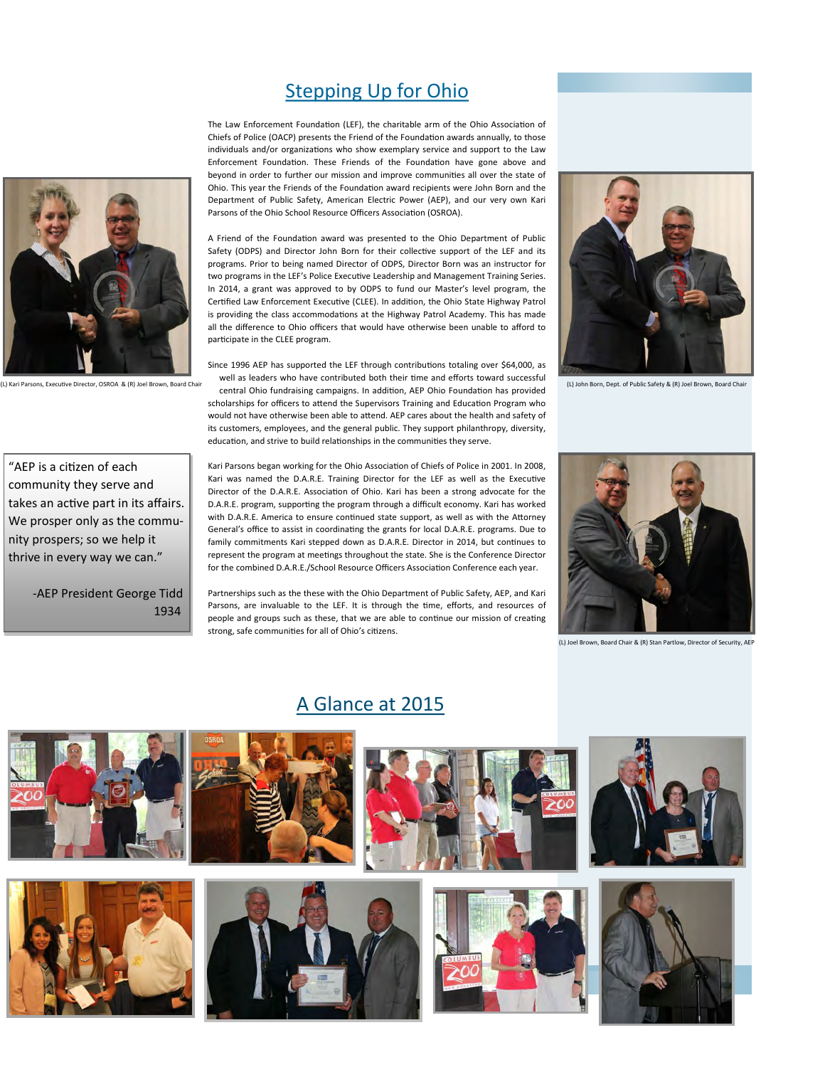## Stepping Up for Ohio

The Law Enforcement Foundation (LEF), the charitable arm of the Ohio Association of Chiefs of Police (OACP) presents the Friend of the Foundation awards annually, to those individuals and/or organizations who show exemplary service and support to the Law Enforcement Foundation. These Friends of the Foundation have gone above and beyond in order to further our mission and improve communities all over the state of Ohio. This year the Friends of the Foundation award recipients were John Born and the Department of Public Safety, American Electric Power (AEP), and our very own Kari Parsons of the Ohio School Resource Officers Association (OSROA).

A Friend of the Foundation award was presented to the Ohio Department of Public Safety (ODPS) and Director John Born for their collective support of the LEF and its programs. Prior to being named Director of ODPS, Director Born was an instructor for two programs in the LEF's Police Executive Leadership and Management Training Series. In 2014, a grant was approved to by ODPS to fund our Master's level program, the Certified Law Enforcement Executive (CLEE). In addition, the Ohio State Highway Patrol is providing the class accommodations at the Highway Patrol Academy. This has made all the difference to Ohio officers that would have otherwise been unable to afford to participate in the CLEE program.

(L) Kari Parsons, Executive Director, OSROA & (R) Joel Brown, Board Chair

(L) John Born, Dept. of Public Safety & (R) Joel Brown, Board Chair

Since 1996 AEP has supported the LEF through contributions totaling over $64,000, as well as leaders who have contributed both their time and efforts toward successful central Ohio fundraising campaigns. In addition, AEP Ohio Foundation has provided scholarships for officers to attend the Supervisors Training and Education Program who would not have otherwise been able to attend. AEP cares about the health and safety of its customers, employees, and the general public. They support philanthropy, diversity, education, and strive to build relationships in the communities they serve.

> "AEP is a citizen of each community they serve and takes an active part in its affairs. We prosper only as the community prospers; so we help it thrive in every way we can."
>
> -AEP President George Tidd 1934

Kari Parsons began working for the Ohio Association of Chiefs of Police in 2001. In 2008, Kari was named the D.A.R.E. Training Director for the LEF as well as the Executive Director of the D.A.R.E. Association of Ohio. Kari has been a strong advocate for the D.A.R.E. program, supporting the program through a difficult economy. Kari has worked with D.A.R.E. America to ensure continued state support, as well as with the Attorney General's office to assist in coordinating the grants for local D.A.R.E. programs. Due to family commitments Kari stepped down as D.A.R.E. Director in 2014, but continues to represent the program at meetings throughout the state. She is the Conference Director for the combined D.A.R.E./School Resource Officers Association Conference each year.

Partnerships such as the these with the Ohio Department of Public Safety, AEP, and Kari Parsons, are invaluable to the LEF. It is through the time, efforts, and resources of people and groups such as these, that we are able to continue our mission of creating strong, safe communities for all of Ohio's citizens.

(L) Joel Brown, Board Chair & (R) Stan Partlow, Director of Security, AEP

## A Glance at 2015